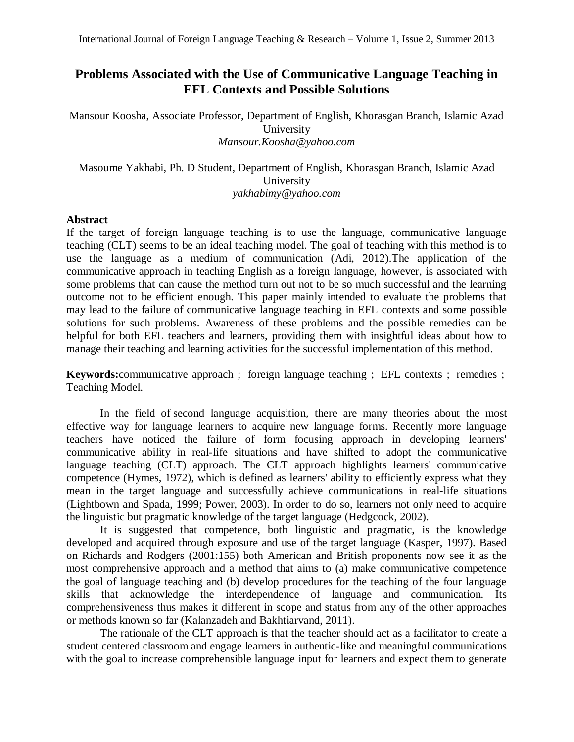# Problems Associated with the Use of Communicative Language Teaching in EFL Contexts and Possible Solutions

Mansour Koosha, Associate Professor, Department of English, Khorasgan Branch, Islamic Azad University
*Mansour.Koosha@yahoo.com*

Masoume Yakhabi, Ph. D Student, Department of English, Khorasgan Branch, Islamic Azad University
*yakhabimy@yahoo.com*

## Abstract

If the target of foreign language teaching is to use the language, communicative language teaching (CLT) seems to be an ideal teaching model. The goal of teaching with this method is to use the language as a medium of communication (Adi, 2012).The application of the communicative approach in teaching English as a foreign language, however, is associated with some problems that can cause the method turn out not to be so much successful and the learning outcome not to be efficient enough. This paper mainly intended to evaluate the problems that may lead to the failure of communicative language teaching in EFL contexts and some possible solutions for such problems. Awareness of these problems and the possible remedies can be helpful for both EFL teachers and learners, providing them with insightful ideas about how to manage their teaching and learning activities for the successful implementation of this method.

**Keywords:**communicative approach ; foreign language teaching ; EFL contexts ; remedies ; Teaching Model.

In the field of second language acquisition, there are many theories about the most effective way for language learners to acquire new language forms. Recently more language teachers have noticed the failure of form focusing approach in developing learners' communicative ability in real-life situations and have shifted to adopt the communicative language teaching (CLT) approach. The CLT approach highlights learners' communicative competence (Hymes, 1972), which is defined as learners' ability to efficiently express what they mean in the target language and successfully achieve communications in real-life situations (Lightbown and Spada, 1999; Power, 2003). In order to do so, learners not only need to acquire the linguistic but pragmatic knowledge of the target language (Hedgcock, 2002).

It is suggested that competence, both linguistic and pragmatic, is the knowledge developed and acquired through exposure and use of the target language (Kasper, 1997). Based on Richards and Rodgers (2001:155) both American and British proponents now see it as the most comprehensive approach and a method that aims to (a) make communicative competence the goal of language teaching and (b) develop procedures for the teaching of the four language skills that acknowledge the interdependence of language and communication. Its comprehensiveness thus makes it different in scope and status from any of the other approaches or methods known so far (Kalanzadeh and Bakhtiarvand, 2011).

The rationale of the CLT approach is that the teacher should act as a facilitator to create a student centered classroom and engage learners in authentic-like and meaningful communications with the goal to increase comprehensible language input for learners and expect them to generate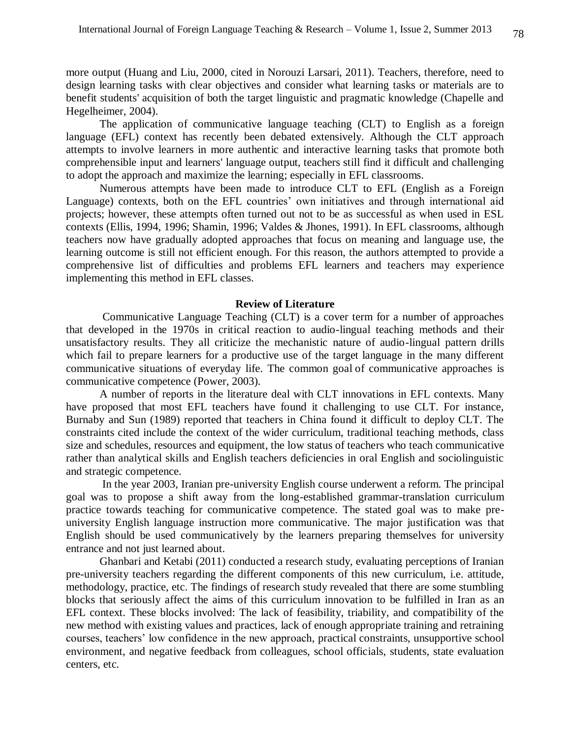more output (Huang and Liu, 2000, cited in Norouzi Larsari, 2011). Teachers, therefore, need to design learning tasks with clear objectives and consider what learning tasks or materials are to benefit students' acquisition of both the target linguistic and pragmatic knowledge (Chapelle and Hegelheimer, 2004).

The application of communicative language teaching (CLT) to English as a foreign language (EFL) context has recently been debated extensively. Although the CLT approach attempts to involve learners in more authentic and interactive learning tasks that promote both comprehensible input and learners' language output, teachers still find it difficult and challenging to adopt the approach and maximize the learning; especially in EFL classrooms.

Numerous attempts have been made to introduce CLT to EFL (English as a Foreign Language) contexts, both on the EFL countries' own initiatives and through international aid projects; however, these attempts often turned out not to be as successful as when used in ESL contexts (Ellis, 1994, 1996; Shamin, 1996; Valdes & Jhones, 1991). In EFL classrooms, although teachers now have gradually adopted approaches that focus on meaning and language use, the learning outcome is still not efficient enough. For this reason, the authors attempted to provide a comprehensive list of difficulties and problems EFL learners and teachers may experience implementing this method in EFL classes.

## Review of Literature

Communicative Language Teaching (CLT) is a cover term for a number of approaches that developed in the 1970s in critical reaction to audio-lingual teaching methods and their unsatisfactory results. They all criticize the mechanistic nature of audio-lingual pattern drills which fail to prepare learners for a productive use of the target language in the many different communicative situations of everyday life. The common goal of communicative approaches is communicative competence (Power, 2003).

A number of reports in the literature deal with CLT innovations in EFL contexts. Many have proposed that most EFL teachers have found it challenging to use CLT. For instance, Burnaby and Sun (1989) reported that teachers in China found it difficult to deploy CLT. The constraints cited include the context of the wider curriculum, traditional teaching methods, class size and schedules, resources and equipment, the low status of teachers who teach communicative rather than analytical skills and English teachers deficiencies in oral English and sociolinguistic and strategic competence.

In the year 2003, Iranian pre-university English course underwent a reform. The principal goal was to propose a shift away from the long-established grammar-translation curriculum practice towards teaching for communicative competence. The stated goal was to make pre-university English language instruction more communicative. The major justification was that English should be used communicatively by the learners preparing themselves for university entrance and not just learned about.

Ghanbari and Ketabi (2011) conducted a research study, evaluating perceptions of Iranian pre-university teachers regarding the different components of this new curriculum, i.e. attitude, methodology, practice, etc. The findings of research study revealed that there are some stumbling blocks that seriously affect the aims of this curriculum innovation to be fulfilled in Iran as an EFL context. These blocks involved: The lack of feasibility, triability, and compatibility of the new method with existing values and practices, lack of enough appropriate training and retraining courses, teachers' low confidence in the new approach, practical constraints, unsupportive school environment, and negative feedback from colleagues, school officials, students, state evaluation centers, etc.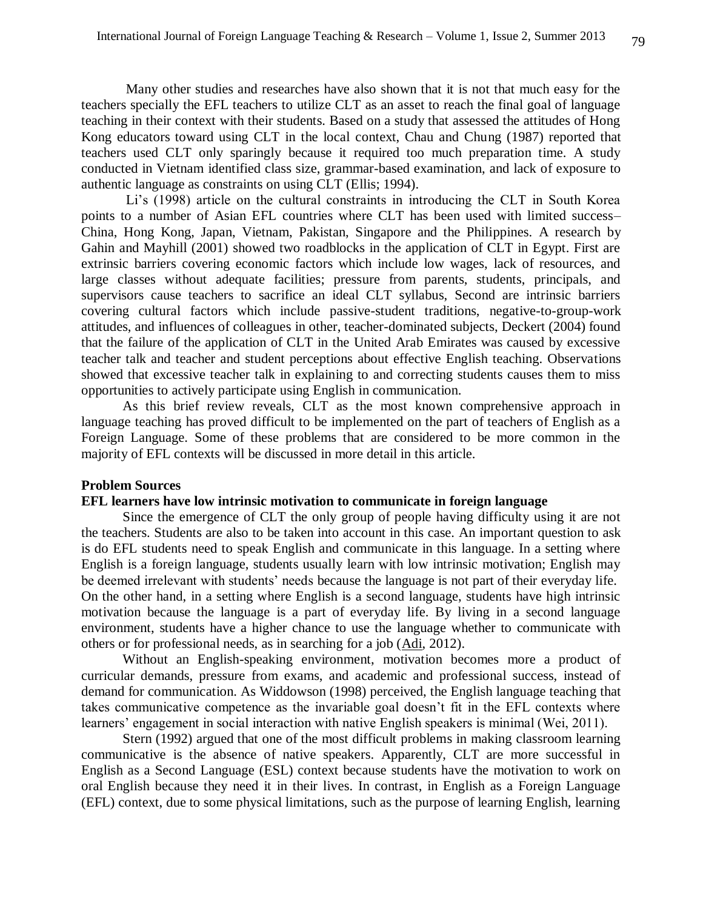Many other studies and researches have also shown that it is not that much easy for the teachers specially the EFL teachers to utilize CLT as an asset to reach the final goal of language teaching in their context with their students. Based on a study that assessed the attitudes of Hong Kong educators toward using CLT in the local context, Chau and Chung (1987) reported that teachers used CLT only sparingly because it required too much preparation time. A study conducted in Vietnam identified class size, grammar-based examination, and lack of exposure to authentic language as constraints on using CLT (Ellis; 1994).

Li's (1998) article on the cultural constraints in introducing the CLT in South Korea points to a number of Asian EFL countries where CLT has been used with limited success– China, Hong Kong, Japan, Vietnam, Pakistan, Singapore and the Philippines. A research by Gahin and Mayhill (2001) showed two roadblocks in the application of CLT in Egypt. First are extrinsic barriers covering economic factors which include low wages, lack of resources, and large classes without adequate facilities; pressure from parents, students, principals, and supervisors cause teachers to sacrifice an ideal CLT syllabus, Second are intrinsic barriers covering cultural factors which include passive-student traditions, negative-to-group-work attitudes, and influences of colleagues in other, teacher-dominated subjects, Deckert (2004) found that the failure of the application of CLT in the United Arab Emirates was caused by excessive teacher talk and teacher and student perceptions about effective English teaching. Observations showed that excessive teacher talk in explaining to and correcting students causes them to miss opportunities to actively participate using English in communication.

As this brief review reveals, CLT as the most known comprehensive approach in language teaching has proved difficult to be implemented on the part of teachers of English as a Foreign Language. Some of these problems that are considered to be more common in the majority of EFL contexts will be discussed in more detail in this article.

## Problem Sources

### EFL learners have low intrinsic motivation to communicate in foreign language

Since the emergence of CLT the only group of people having difficulty using it are not the teachers. Students are also to be taken into account in this case. An important question to ask is do EFL students need to speak English and communicate in this language. In a setting where English is a foreign language, students usually learn with low intrinsic motivation; English may be deemed irrelevant with students' needs because the language is not part of their everyday life. On the other hand, in a setting where English is a second language, students have high intrinsic motivation because the language is a part of everyday life. By living in a second language environment, students have a higher chance to use the language whether to communicate with others or for professional needs, as in searching for a job (Adi, 2012).

Without an English-speaking environment, motivation becomes more a product of curricular demands, pressure from exams, and academic and professional success, instead of demand for communication. As Widdowson (1998) perceived, the English language teaching that takes communicative competence as the invariable goal doesn't fit in the EFL contexts where learners' engagement in social interaction with native English speakers is minimal (Wei, 2011).

Stern (1992) argued that one of the most difficult problems in making classroom learning communicative is the absence of native speakers. Apparently, CLT are more successful in English as a Second Language (ESL) context because students have the motivation to work on oral English because they need it in their lives. In contrast, in English as a Foreign Language (EFL) context, due to some physical limitations, such as the purpose of learning English, learning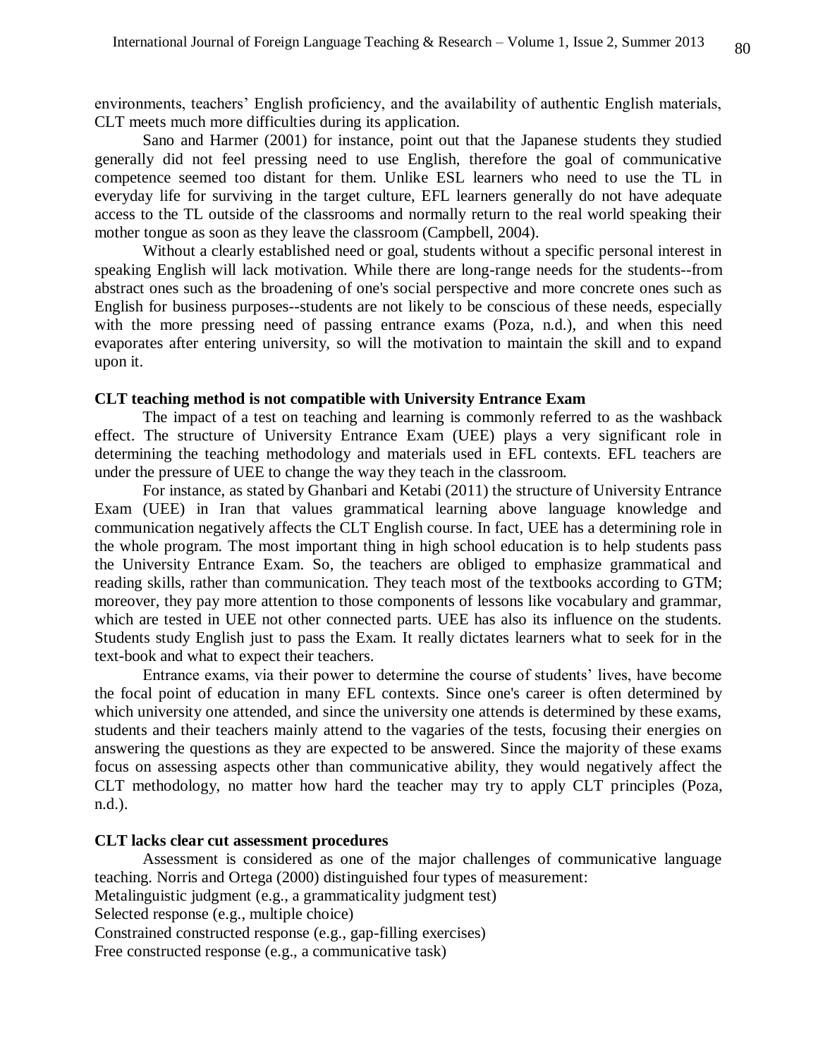environments, teachers' English proficiency, and the availability of authentic English materials, CLT meets much more difficulties during its application.

Sano and Harmer (2001) for instance, point out that the Japanese students they studied generally did not feel pressing need to use English, therefore the goal of communicative competence seemed too distant for them. Unlike ESL learners who need to use the TL in everyday life for surviving in the target culture, EFL learners generally do not have adequate access to the TL outside of the classrooms and normally return to the real world speaking their mother tongue as soon as they leave the classroom (Campbell, 2004).

Without a clearly established need or goal, students without a specific personal interest in speaking English will lack motivation. While there are long-range needs for the students--from abstract ones such as the broadening of one's social perspective and more concrete ones such as English for business purposes--students are not likely to be conscious of these needs, especially with the more pressing need of passing entrance exams (Poza, n.d.), and when this need evaporates after entering university, so will the motivation to maintain the skill and to expand upon it.

**CLT teaching method is not compatible with University Entrance Exam**

The impact of a test on teaching and learning is commonly referred to as the washback effect. The structure of University Entrance Exam (UEE) plays a very significant role in determining the teaching methodology and materials used in EFL contexts. EFL teachers are under the pressure of UEE to change the way they teach in the classroom.

For instance, as stated by Ghanbari and Ketabi (2011) the structure of University Entrance Exam (UEE) in Iran that values grammatical learning above language knowledge and communication negatively affects the CLT English course. In fact, UEE has a determining role in the whole program. The most important thing in high school education is to help students pass the University Entrance Exam. So, the teachers are obliged to emphasize grammatical and reading skills, rather than communication. They teach most of the textbooks according to GTM; moreover, they pay more attention to those components of lessons like vocabulary and grammar, which are tested in UEE not other connected parts. UEE has also its influence on the students. Students study English just to pass the Exam. It really dictates learners what to seek for in the text-book and what to expect their teachers.

Entrance exams, via their power to determine the course of students' lives, have become the focal point of education in many EFL contexts. Since one's career is often determined by which university one attended, and since the university one attends is determined by these exams, students and their teachers mainly attend to the vagaries of the tests, focusing their energies on answering the questions as they are expected to be answered. Since the majority of these exams focus on assessing aspects other than communicative ability, they would negatively affect the CLT methodology, no matter how hard the teacher may try to apply CLT principles (Poza, n.d.).

**CLT lacks clear cut assessment procedures**

Assessment is considered as one of the major challenges of communicative language teaching. Norris and Ortega (2000) distinguished four types of measurement:

Metalinguistic judgment (e.g., a grammaticality judgment test)
Selected response (e.g., multiple choice)
Constrained constructed response (e.g., gap-filling exercises)
Free constructed response (e.g., a communicative task)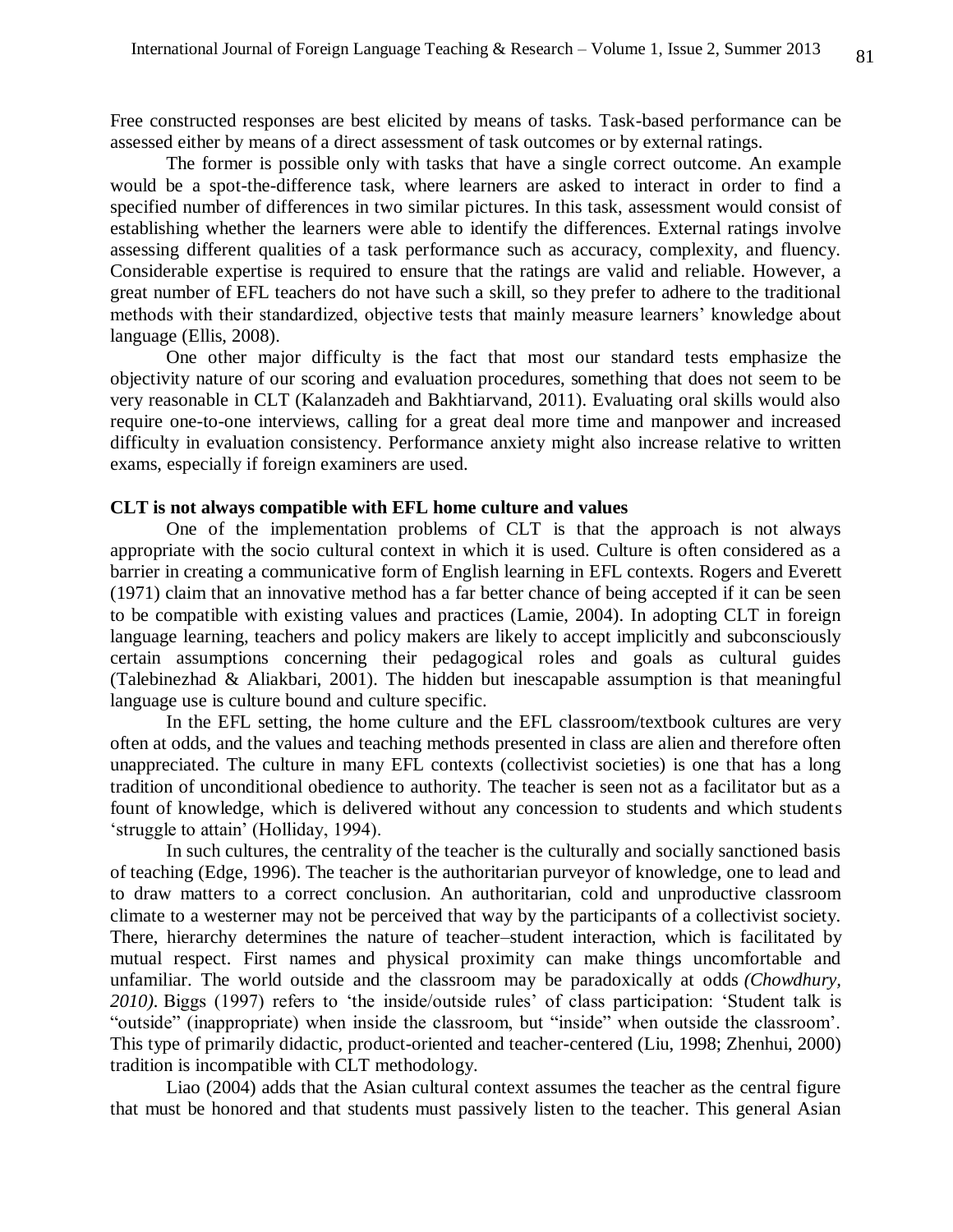Free constructed responses are best elicited by means of tasks. Task-based performance can be assessed either by means of a direct assessment of task outcomes or by external ratings.

The former is possible only with tasks that have a single correct outcome. An example would be a spot-the-difference task, where learners are asked to interact in order to find a specified number of differences in two similar pictures. In this task, assessment would consist of establishing whether the learners were able to identify the differences. External ratings involve assessing different qualities of a task performance such as accuracy, complexity, and fluency. Considerable expertise is required to ensure that the ratings are valid and reliable. However, a great number of EFL teachers do not have such a skill, so they prefer to adhere to the traditional methods with their standardized, objective tests that mainly measure learners' knowledge about language (Ellis, 2008).

One other major difficulty is the fact that most our standard tests emphasize the objectivity nature of our scoring and evaluation procedures, something that does not seem to be very reasonable in CLT (Kalanzadeh and Bakhtiarvand, 2011). Evaluating oral skills would also require one-to-one interviews, calling for a great deal more time and manpower and increased difficulty in evaluation consistency. Performance anxiety might also increase relative to written exams, especially if foreign examiners are used.

**CLT is not always compatible with EFL home culture and values**

One of the implementation problems of CLT is that the approach is not always appropriate with the socio cultural context in which it is used. Culture is often considered as a barrier in creating a communicative form of English learning in EFL contexts. Rogers and Everett (1971) claim that an innovative method has a far better chance of being accepted if it can be seen to be compatible with existing values and practices (Lamie, 2004). In adopting CLT in foreign language learning, teachers and policy makers are likely to accept implicitly and subconsciously certain assumptions concerning their pedagogical roles and goals as cultural guides (Talebinezhad & Aliakbari, 2001). The hidden but inescapable assumption is that meaningful language use is culture bound and culture specific.

In the EFL setting, the home culture and the EFL classroom/textbook cultures are very often at odds, and the values and teaching methods presented in class are alien and therefore often unappreciated. The culture in many EFL contexts (collectivist societies) is one that has a long tradition of unconditional obedience to authority. The teacher is seen not as a facilitator but as a fount of knowledge, which is delivered without any concession to students and which students 'struggle to attain' (Holliday, 1994).

In such cultures, the centrality of the teacher is the culturally and socially sanctioned basis of teaching (Edge, 1996). The teacher is the authoritarian purveyor of knowledge, one to lead and to draw matters to a correct conclusion. An authoritarian, cold and unproductive classroom climate to a westerner may not be perceived that way by the participants of a collectivist society. There, hierarchy determines the nature of teacher–student interaction, which is facilitated by mutual respect. First names and physical proximity can make things uncomfortable and unfamiliar. The world outside and the classroom may be paradoxically at odds *(Chowdhury, 2010)*. Biggs (1997) refers to 'the inside/outside rules' of class participation: 'Student talk is "outside" (inappropriate) when inside the classroom, but "inside" when outside the classroom'. This type of primarily didactic, product-oriented and teacher-centered (Liu, 1998; Zhenhui, 2000) tradition is incompatible with CLT methodology.

Liao (2004) adds that the Asian cultural context assumes the teacher as the central figure that must be honored and that students must passively listen to the teacher. This general Asian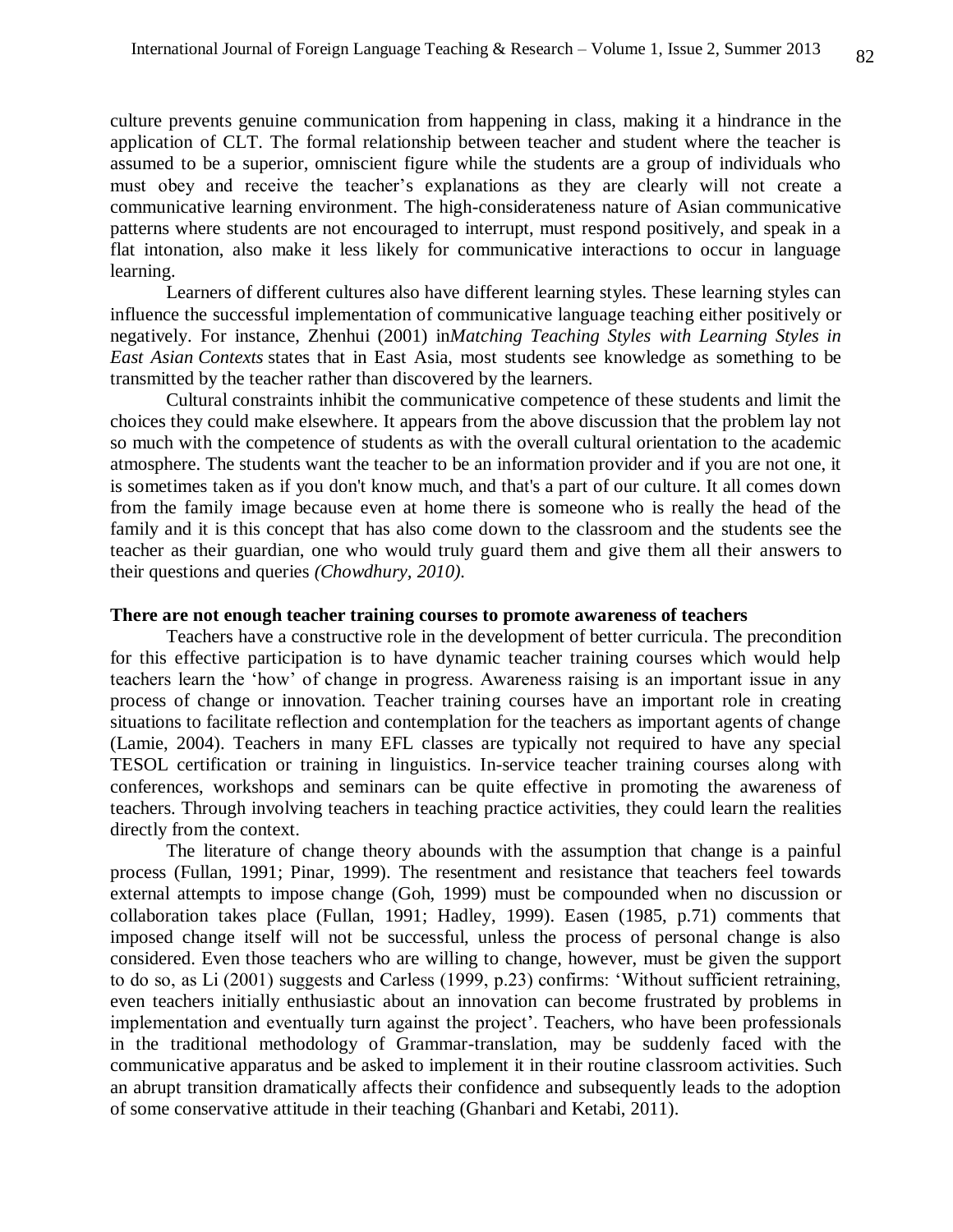culture prevents genuine communication from happening in class, making it a hindrance in the application of CLT. The formal relationship between teacher and student where the teacher is assumed to be a superior, omniscient figure while the students are a group of individuals who must obey and receive the teacher's explanations as they are clearly will not create a communicative learning environment. The high-considerateness nature of Asian communicative patterns where students are not encouraged to interrupt, must respond positively, and speak in a flat intonation, also make it less likely for communicative interactions to occur in language learning.

Learners of different cultures also have different learning styles. These learning styles can influence the successful implementation of communicative language teaching either positively or negatively. For instance, Zhenhui (2001) in*Matching Teaching Styles with Learning Styles in East Asian Contexts* states that in East Asia, most students see knowledge as something to be transmitted by the teacher rather than discovered by the learners.

Cultural constraints inhibit the communicative competence of these students and limit the choices they could make elsewhere. It appears from the above discussion that the problem lay not so much with the competence of students as with the overall cultural orientation to the academic atmosphere. The students want the teacher to be an information provider and if you are not one, it is sometimes taken as if you don't know much, and that's a part of our culture. It all comes down from the family image because even at home there is someone who is really the head of the family and it is this concept that has also come down to the classroom and the students see the teacher as their guardian, one who would truly guard them and give them all their answers to their questions and queries *(Chowdhury, 2010).*

**There are not enough teacher training courses to promote awareness of teachers**

Teachers have a constructive role in the development of better curricula. The precondition for this effective participation is to have dynamic teacher training courses which would help teachers learn the 'how' of change in progress. Awareness raising is an important issue in any process of change or innovation. Teacher training courses have an important role in creating situations to facilitate reflection and contemplation for the teachers as important agents of change (Lamie, 2004). Teachers in many EFL classes are typically not required to have any special TESOL certification or training in linguistics. In-service teacher training courses along with conferences, workshops and seminars can be quite effective in promoting the awareness of teachers. Through involving teachers in teaching practice activities, they could learn the realities directly from the context.

The literature of change theory abounds with the assumption that change is a painful process (Fullan, 1991; Pinar, 1999). The resentment and resistance that teachers feel towards external attempts to impose change (Goh, 1999) must be compounded when no discussion or collaboration takes place (Fullan, 1991; Hadley, 1999). Easen (1985, p.71) comments that imposed change itself will not be successful, unless the process of personal change is also considered. Even those teachers who are willing to change, however, must be given the support to do so, as Li (2001) suggests and Carless (1999, p.23) confirms: 'Without sufficient retraining, even teachers initially enthusiastic about an innovation can become frustrated by problems in implementation and eventually turn against the project'. Teachers, who have been professionals in the traditional methodology of Grammar-translation, may be suddenly faced with the communicative apparatus and be asked to implement it in their routine classroom activities. Such an abrupt transition dramatically affects their confidence and subsequently leads to the adoption of some conservative attitude in their teaching (Ghanbari and Ketabi, 2011).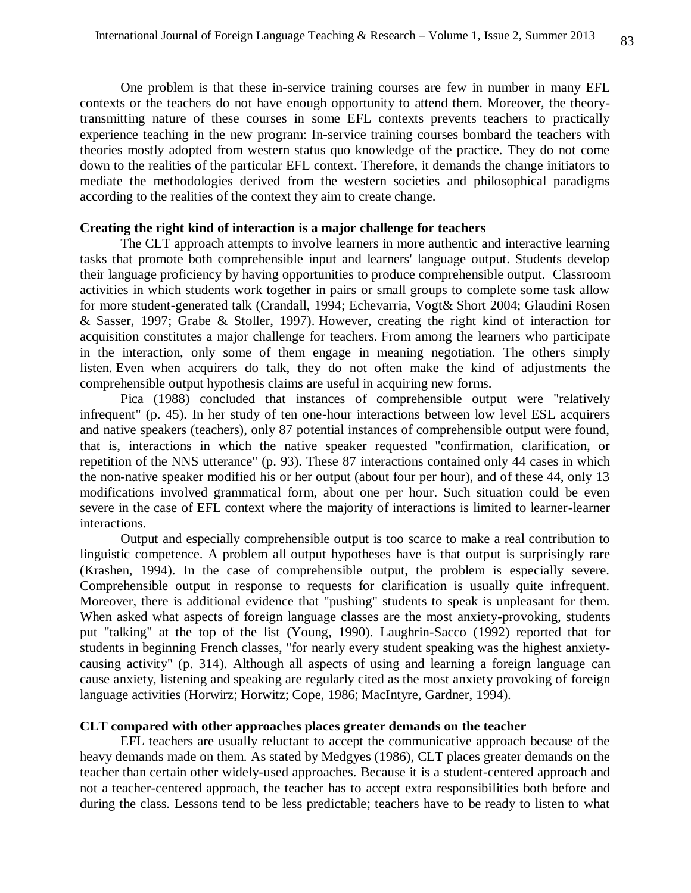One problem is that these in-service training courses are few in number in many EFL contexts or the teachers do not have enough opportunity to attend them. Moreover, the theory-transmitting nature of these courses in some EFL contexts prevents teachers to practically experience teaching in the new program: In-service training courses bombard the teachers with theories mostly adopted from western status quo knowledge of the practice. They do not come down to the realities of the particular EFL context. Therefore, it demands the change initiators to mediate the methodologies derived from the western societies and philosophical paradigms according to the realities of the context they aim to create change.

**Creating the right kind of interaction is a major challenge for teachers**

The CLT approach attempts to involve learners in more authentic and interactive learning tasks that promote both comprehensible input and learners' language output. Students develop their language proficiency by having opportunities to produce comprehensible output. Classroom activities in which students work together in pairs or small groups to complete some task allow for more student-generated talk (Crandall, 1994; Echevarria, Vogt& Short 2004; Glaudini Rosen & Sasser, 1997; Grabe & Stoller, 1997). However, creating the right kind of interaction for acquisition constitutes a major challenge for teachers. From among the learners who participate in the interaction, only some of them engage in meaning negotiation. The others simply listen. Even when acquirers do talk, they do not often make the kind of adjustments the comprehensible output hypothesis claims are useful in acquiring new forms.

Pica (1988) concluded that instances of comprehensible output were "relatively infrequent" (p. 45). In her study of ten one-hour interactions between low level ESL acquirers and native speakers (teachers), only 87 potential instances of comprehensible output were found, that is, interactions in which the native speaker requested "confirmation, clarification, or repetition of the NNS utterance" (p. 93). These 87 interactions contained only 44 cases in which the non-native speaker modified his or her output (about four per hour), and of these 44, only 13 modifications involved grammatical form, about one per hour. Such situation could be even severe in the case of EFL context where the majority of interactions is limited to learner-learner interactions.

Output and especially comprehensible output is too scarce to make a real contribution to linguistic competence. A problem all output hypotheses have is that output is surprisingly rare (Krashen, 1994). In the case of comprehensible output, the problem is especially severe. Comprehensible output in response to requests for clarification is usually quite infrequent. Moreover, there is additional evidence that "pushing" students to speak is unpleasant for them. When asked what aspects of foreign language classes are the most anxiety-provoking, students put "talking" at the top of the list (Young, 1990). Laughrin-Sacco (1992) reported that for students in beginning French classes, "for nearly every student speaking was the highest anxiety-causing activity" (p. 314). Although all aspects of using and learning a foreign language can cause anxiety, listening and speaking are regularly cited as the most anxiety provoking of foreign language activities (Horwirz; Horwitz; Cope, 1986; MacIntyre, Gardner, 1994).

**CLT compared with other approaches places greater demands on the teacher**

EFL teachers are usually reluctant to accept the communicative approach because of the heavy demands made on them. As stated by Medgyes (1986), CLT places greater demands on the teacher than certain other widely-used approaches. Because it is a student-centered approach and not a teacher-centered approach, the teacher has to accept extra responsibilities both before and during the class. Lessons tend to be less predictable; teachers have to be ready to listen to what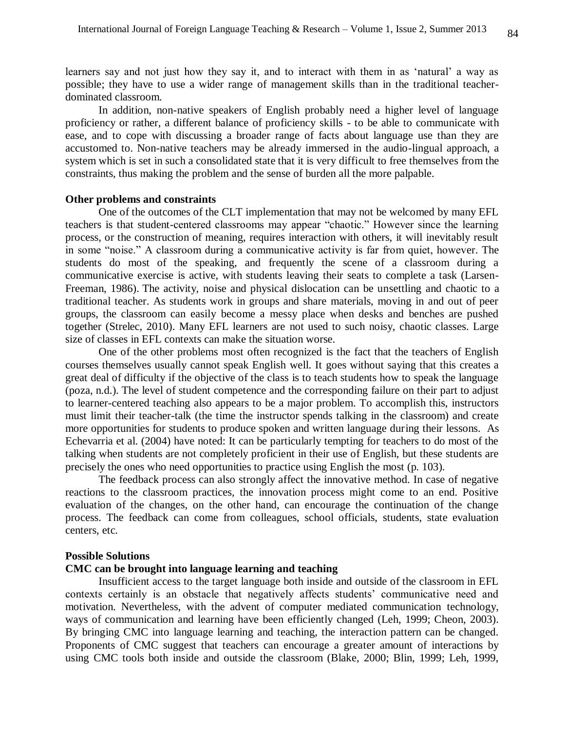learners say and not just how they say it, and to interact with them in as 'natural' a way as possible; they have to use a wider range of management skills than in the traditional teacher-dominated classroom.

In addition, non-native speakers of English probably need a higher level of language proficiency or rather, a different balance of proficiency skills - to be able to communicate with ease, and to cope with discussing a broader range of facts about language use than they are accustomed to. Non-native teachers may be already immersed in the audio-lingual approach, a system which is set in such a consolidated state that it is very difficult to free themselves from the constraints, thus making the problem and the sense of burden all the more palpable.

**Other problems and constraints**

One of the outcomes of the CLT implementation that may not be welcomed by many EFL teachers is that student-centered classrooms may appear "chaotic." However since the learning process, or the construction of meaning, requires interaction with others, it will inevitably result in some "noise." A classroom during a communicative activity is far from quiet, however. The students do most of the speaking, and frequently the scene of a classroom during a communicative exercise is active, with students leaving their seats to complete a task (Larsen-Freeman, 1986). The activity, noise and physical dislocation can be unsettling and chaotic to a traditional teacher. As students work in groups and share materials, moving in and out of peer groups, the classroom can easily become a messy place when desks and benches are pushed together (Strelec, 2010). Many EFL learners are not used to such noisy, chaotic classes. Large size of classes in EFL contexts can make the situation worse.

One of the other problems most often recognized is the fact that the teachers of English courses themselves usually cannot speak English well. It goes without saying that this creates a great deal of difficulty if the objective of the class is to teach students how to speak the language (poza, n.d.). The level of student competence and the corresponding failure on their part to adjust to learner-centered teaching also appears to be a major problem. To accomplish this, instructors must limit their teacher-talk (the time the instructor spends talking in the classroom) and create more opportunities for students to produce spoken and written language during their lessons. As Echevarria et al. (2004) have noted: It can be particularly tempting for teachers to do most of the talking when students are not completely proficient in their use of English, but these students are precisely the ones who need opportunities to practice using English the most (p. 103).

The feedback process can also strongly affect the innovative method. In case of negative reactions to the classroom practices, the innovation process might come to an end. Positive evaluation of the changes, on the other hand, can encourage the continuation of the change process. The feedback can come from colleagues, school officials, students, state evaluation centers, etc.

**Possible Solutions**

**CMC can be brought into language learning and teaching**

Insufficient access to the target language both inside and outside of the classroom in EFL contexts certainly is an obstacle that negatively affects students' communicative need and motivation. Nevertheless, with the advent of computer mediated communication technology, ways of communication and learning have been efficiently changed (Leh, 1999; Cheon, 2003). By bringing CMC into language learning and teaching, the interaction pattern can be changed. Proponents of CMC suggest that teachers can encourage a greater amount of interactions by using CMC tools both inside and outside the classroom (Blake, 2000; Blin, 1999; Leh, 1999,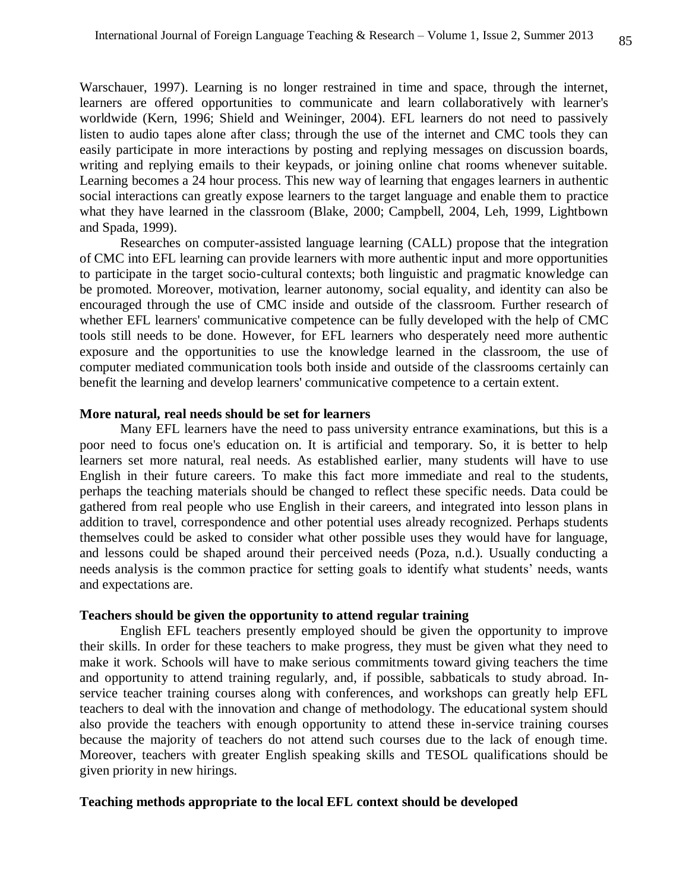Warschauer, 1997). Learning is no longer restrained in time and space, through the internet, learners are offered opportunities to communicate and learn collaboratively with learner's worldwide (Kern, 1996; Shield and Weininger, 2004). EFL learners do not need to passively listen to audio tapes alone after class; through the use of the internet and CMC tools they can easily participate in more interactions by posting and replying messages on discussion boards, writing and replying emails to their keypads, or joining online chat rooms whenever suitable. Learning becomes a 24 hour process. This new way of learning that engages learners in authentic social interactions can greatly expose learners to the target language and enable them to practice what they have learned in the classroom (Blake, 2000; Campbell, 2004, Leh, 1999, Lightbown and Spada, 1999).

Researches on computer-assisted language learning (CALL) propose that the integration of CMC into EFL learning can provide learners with more authentic input and more opportunities to participate in the target socio-cultural contexts; both linguistic and pragmatic knowledge can be promoted. Moreover, motivation, learner autonomy, social equality, and identity can also be encouraged through the use of CMC inside and outside of the classroom. Further research of whether EFL learners' communicative competence can be fully developed with the help of CMC tools still needs to be done. However, for EFL learners who desperately need more authentic exposure and the opportunities to use the knowledge learned in the classroom, the use of computer mediated communication tools both inside and outside of the classrooms certainly can benefit the learning and develop learners' communicative competence to a certain extent.

**More natural, real needs should be set for learners**

Many EFL learners have the need to pass university entrance examinations, but this is a poor need to focus one's education on. It is artificial and temporary. So, it is better to help learners set more natural, real needs. As established earlier, many students will have to use English in their future careers. To make this fact more immediate and real to the students, perhaps the teaching materials should be changed to reflect these specific needs. Data could be gathered from real people who use English in their careers, and integrated into lesson plans in addition to travel, correspondence and other potential uses already recognized. Perhaps students themselves could be asked to consider what other possible uses they would have for language, and lessons could be shaped around their perceived needs (Poza, n.d.). Usually conducting a needs analysis is the common practice for setting goals to identify what students' needs, wants and expectations are.

**Teachers should be given the opportunity to attend regular training**

English EFL teachers presently employed should be given the opportunity to improve their skills. In order for these teachers to make progress, they must be given what they need to make it work. Schools will have to make serious commitments toward giving teachers the time and opportunity to attend training regularly, and, if possible, sabbaticals to study abroad. In-service teacher training courses along with conferences, and workshops can greatly help EFL teachers to deal with the innovation and change of methodology. The educational system should also provide the teachers with enough opportunity to attend these in-service training courses because the majority of teachers do not attend such courses due to the lack of enough time. Moreover, teachers with greater English speaking skills and TESOL qualifications should be given priority in new hirings.

**Teaching methods appropriate to the local EFL context should be developed**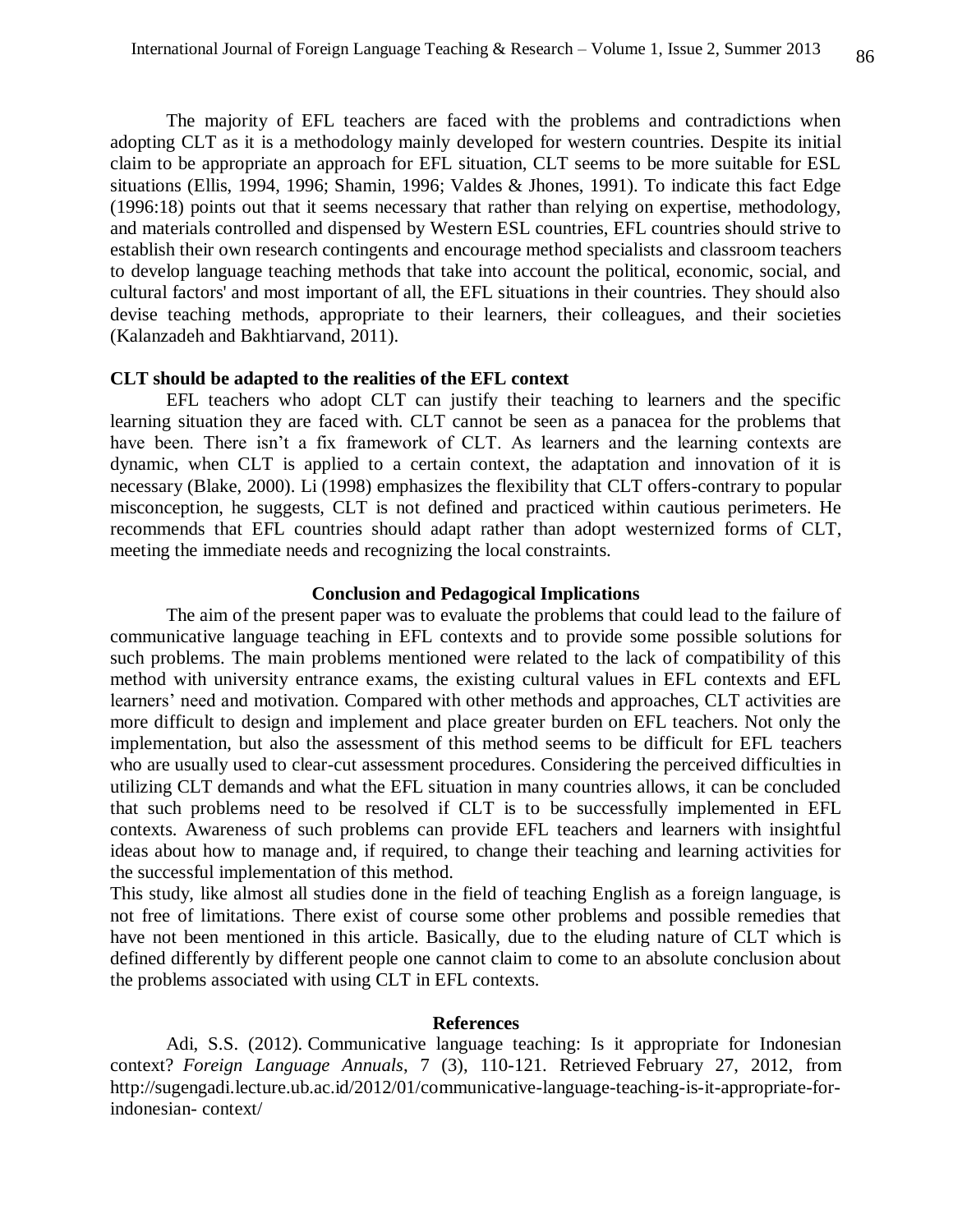The majority of EFL teachers are faced with the problems and contradictions when adopting CLT as it is a methodology mainly developed for western countries. Despite its initial claim to be appropriate an approach for EFL situation, CLT seems to be more suitable for ESL situations (Ellis, 1994, 1996; Shamin, 1996; Valdes & Jhones, 1991). To indicate this fact Edge (1996:18) points out that it seems necessary that rather than relying on expertise, methodology, and materials controlled and dispensed by Western ESL countries, EFL countries should strive to establish their own research contingents and encourage method specialists and classroom teachers to develop language teaching methods that take into account the political, economic, social, and cultural factors' and most important of all, the EFL situations in their countries. They should also devise teaching methods, appropriate to their learners, their colleagues, and their societies (Kalanzadeh and Bakhtiarvand, 2011).

**CLT should be adapted to the realities of the EFL context**

EFL teachers who adopt CLT can justify their teaching to learners and the specific learning situation they are faced with. CLT cannot be seen as a panacea for the problems that have been. There isn't a fix framework of CLT. As learners and the learning contexts are dynamic, when CLT is applied to a certain context, the adaptation and innovation of it is necessary (Blake, 2000). Li (1998) emphasizes the flexibility that CLT offers-contrary to popular misconception, he suggests, CLT is not defined and practiced within cautious perimeters. He recommends that EFL countries should adapt rather than adopt westernized forms of CLT, meeting the immediate needs and recognizing the local constraints.

## Conclusion and Pedagogical Implications

The aim of the present paper was to evaluate the problems that could lead to the failure of communicative language teaching in EFL contexts and to provide some possible solutions for such problems. The main problems mentioned were related to the lack of compatibility of this method with university entrance exams, the existing cultural values in EFL contexts and EFL learners' need and motivation. Compared with other methods and approaches, CLT activities are more difficult to design and implement and place greater burden on EFL teachers. Not only the implementation, but also the assessment of this method seems to be difficult for EFL teachers who are usually used to clear-cut assessment procedures. Considering the perceived difficulties in utilizing CLT demands and what the EFL situation in many countries allows, it can be concluded that such problems need to be resolved if CLT is to be successfully implemented in EFL contexts. Awareness of such problems can provide EFL teachers and learners with insightful ideas about how to manage and, if required, to change their teaching and learning activities for the successful implementation of this method.

This study, like almost all studies done in the field of teaching English as a foreign language, is not free of limitations. There exist of course some other problems and possible remedies that have not been mentioned in this article. Basically, due to the eluding nature of CLT which is defined differently by different people one cannot claim to come to an absolute conclusion about the problems associated with using CLT in EFL contexts.

## References

Adi, S.S. (2012). Communicative language teaching: Is it appropriate for Indonesian context? *Foreign Language Annuals*, 7 (3), 110-121. Retrieved February 27, 2012, from http://sugengadi.lecture.ub.ac.id/2012/01/communicative-language-teaching-is-it-appropriate-for-indonesian- context/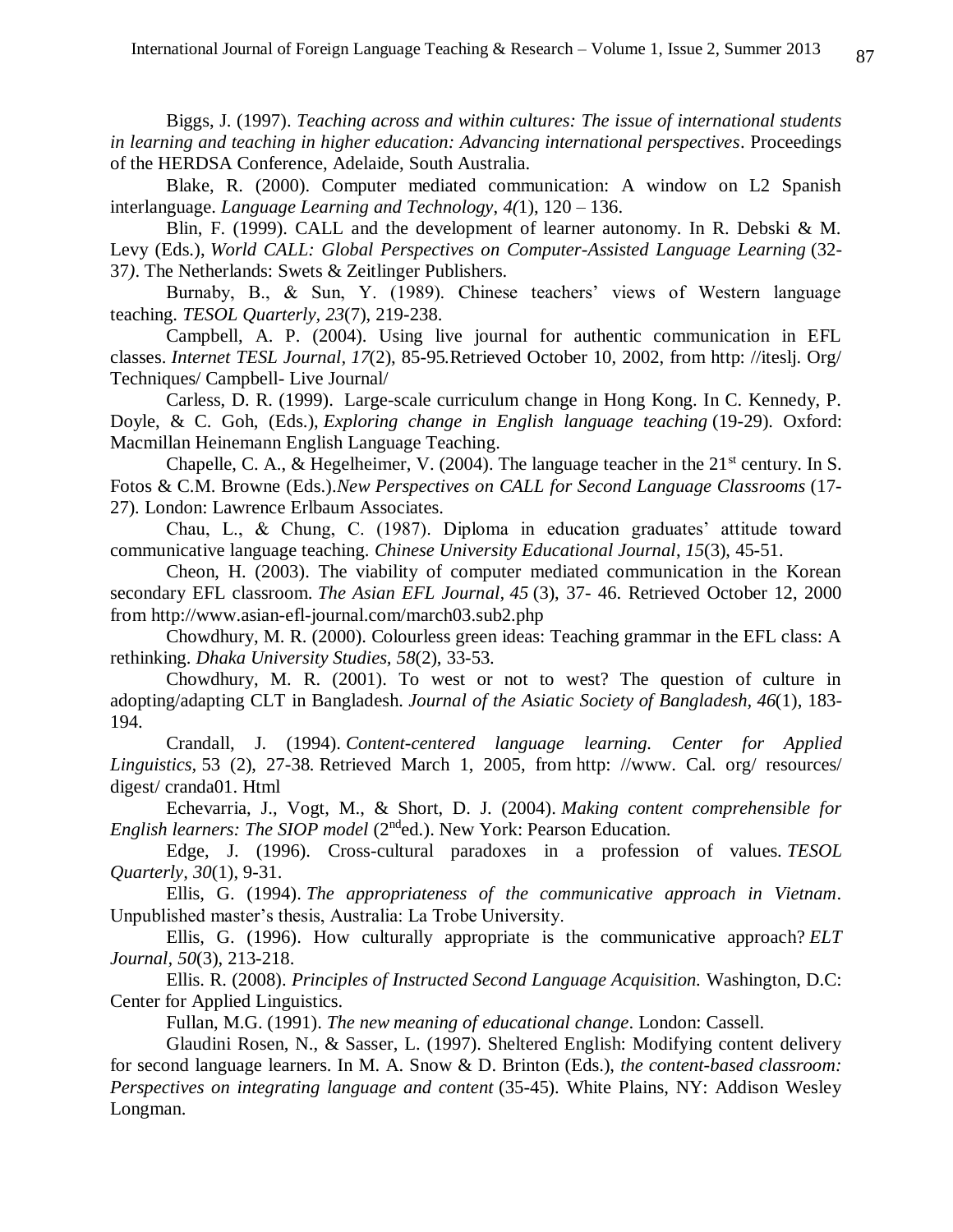Biggs, J. (1997). *Teaching across and within cultures: The issue of international students in learning and teaching in higher education: Advancing international perspectives*. Proceedings of the HERDSA Conference, Adelaide, South Australia.

Blake, R. (2000). Computer mediated communication: A window on L2 Spanish interlanguage. *Language Learning and Technology, 4(*1), 120 – 136.

Blin, F. (1999). CALL and the development of learner autonomy. In R. Debski & M. Levy (Eds.), *World CALL: Global Perspectives on Computer-Assisted Language Learning* (32-37*)*. The Netherlands: Swets & Zeitlinger Publishers.

Burnaby, B., & Sun, Y. (1989). Chinese teachers' views of Western language teaching. *TESOL Quarterly, 23*(7), 219-238.

Campbell, A. P. (2004). Using live journal for authentic communication in EFL classes. *Internet TESL Journal, 17*(2), 85-95.Retrieved October 10, 2002, from http: //iteslj. Org/ Techniques/ Campbell- Live Journal/

Carless, D. R. (1999). Large-scale curriculum change in Hong Kong. In C. Kennedy, P. Doyle, & C. Goh, (Eds.), *Exploring change in English language teaching* (19-29). Oxford: Macmillan Heinemann English Language Teaching.

Chapelle, C. A., & Hegelheimer, V. (2004). The language teacher in the 21st century. In S. Fotos & C.M. Browne (Eds.).*New Perspectives on CALL for Second Language Classrooms* (17-27). London: Lawrence Erlbaum Associates.

Chau, L., & Chung, C. (1987). Diploma in education graduates' attitude toward communicative language teaching. *Chinese University Educational Journal, 15*(3), 45-51.

Cheon, H. (2003). The viability of computer mediated communication in the Korean secondary EFL classroom. *The Asian EFL Journal, 45* (3), 37- 46. Retrieved October 12, 2000 from http://www.asian-efl-journal.com/march03.sub2.php

Chowdhury, M. R. (2000). Colourless green ideas: Teaching grammar in the EFL class: A rethinking. *Dhaka University Studies, 58*(2), 33-53.

Chowdhury, M. R. (2001). To west or not to west? The question of culture in adopting/adapting CLT in Bangladesh. *Journal of the Asiatic Society of Bangladesh, 46*(1), 183-194.

Crandall, J. (1994). *Content-centered language learning. Center for Applied Linguistics*, 53 (2), 27-38. Retrieved March 1, 2005, from http: //www. Cal. org/ resources/ digest/ cranda01. Html

Echevarria, J., Vogt, M., & Short, D. J. (2004). *Making content comprehensible for English learners: The SIOP model* (2nded.). New York: Pearson Education.

Edge, J. (1996). Cross-cultural paradoxes in a profession of values. *TESOL Quarterly, 30*(1), 9-31.

Ellis, G. (1994). *The appropriateness of the communicative approach in Vietnam*. Unpublished master's thesis, Australia: La Trobe University.

Ellis, G. (1996). How culturally appropriate is the communicative approach? *ELT Journal, 50*(3), 213-218.

Ellis. R. (2008). *Principles of Instructed Second Language Acquisition.* Washington, D.C: Center for Applied Linguistics.

Fullan, M.G. (1991). *The new meaning of educational change*. London: Cassell.

Glaudini Rosen, N., & Sasser, L. (1997). Sheltered English: Modifying content delivery for second language learners. In M. A. Snow & D. Brinton (Eds.), *the content-based classroom: Perspectives on integrating language and content* (35-45). White Plains, NY: Addison Wesley Longman.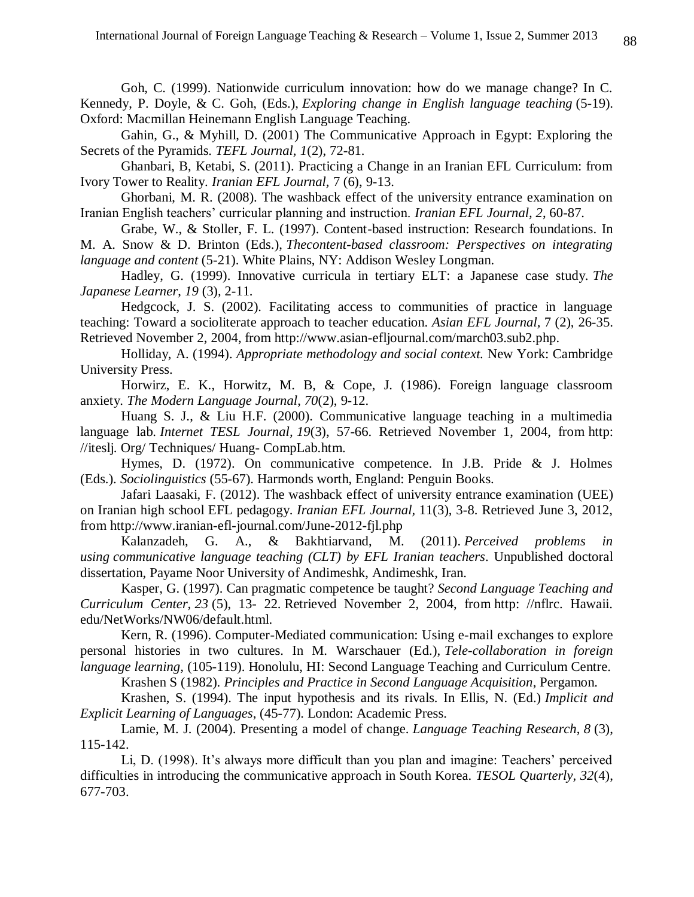Goh, C. (1999). Nationwide curriculum innovation: how do we manage change? In C. Kennedy, P. Doyle, & C. Goh, (Eds.), *Exploring change in English language teaching* (5-19). Oxford: Macmillan Heinemann English Language Teaching.

Gahin, G., & Myhill, D. (2001) The Communicative Approach in Egypt: Exploring the Secrets of the Pyramids. *TEFL Journal, 1*(2), 72-81.

Ghanbari, B, Ketabi, S. (2011). Practicing a Change in an Iranian EFL Curriculum: from Ivory Tower to Reality. *Iranian EFL Journal*, 7 (6), 9-13.

Ghorbani, M. R. (2008). The washback effect of the university entrance examination on Iranian English teachers' curricular planning and instruction. *Iranian EFL Journal, 2*, 60-87.

Grabe, W., & Stoller, F. L. (1997). Content-based instruction: Research foundations. In M. A. Snow & D. Brinton (Eds.), *Thecontent-based classroom: Perspectives on integrating language and content* (5-21). White Plains, NY: Addison Wesley Longman.

Hadley, G. (1999). Innovative curricula in tertiary ELT: a Japanese case study. *The Japanese Learner*, *19* (3), 2-11.

Hedgcock, J. S. (2002). Facilitating access to communities of practice in language teaching: Toward a socioliterate approach to teacher education. *Asian EFL Journal,* 7 (2), 26-35. Retrieved November 2, 2004, from http://www.asian-efljournal.com/march03.sub2.php.

Holliday, A. (1994). *Appropriate methodology and social context.* New York: Cambridge University Press.

Horwirz, E. K., Horwitz, M. B, & Cope, J. (1986). Foreign language classroom anxiety. *The Modern Language Journal*, *70*(2), 9-12.

Huang S. J., & Liu H.F. (2000). Communicative language teaching in a multimedia language lab. *Internet TESL Journal, 19*(3), 57-66. Retrieved November 1, 2004, from http: //iteslj. Org/ Techniques/ Huang- CompLab.htm.

Hymes, D. (1972). On communicative competence. In J.B. Pride & J. Holmes (Eds.). *Sociolinguistics* (55-67). Harmonds worth, England: Penguin Books.

Jafari Laasaki, F. (2012). The washback effect of university entrance examination (UEE) on Iranian high school EFL pedagogy. *Iranian EFL Journal,* 11(3), 3-8. Retrieved June 3, 2012, from http://www.iranian-efl-journal.com/June-2012-fjl.php

Kalanzadeh, G. A., & Bakhtiarvand, M. (2011). *Perceived problems in using communicative language teaching (CLT) by EFL Iranian teachers*. Unpublished doctoral dissertation, Payame Noor University of Andimeshk, Andimeshk, Iran.

Kasper, G. (1997). Can pragmatic competence be taught? *Second Language Teaching and Curriculum Center*, *23* (5), 13- 22. Retrieved November 2, 2004, from http: //nflrc. Hawaii. edu/NetWorks/NW06/default.html.

Kern, R. (1996). Computer-Mediated communication: Using e-mail exchanges to explore personal histories in two cultures. In M. Warschauer (Ed.), *Tele-collaboration in foreign language learning,* (105-119). Honolulu, HI: Second Language Teaching and Curriculum Centre.

Krashen S (1982). *Principles and Practice in Second Language Acquisition*, Pergamon.

Krashen, S. (1994). The input hypothesis and its rivals. In Ellis, N. (Ed.) *Implicit and Explicit Learning of Languages*, (45-77). London: Academic Press.

Lamie, M. J. (2004). Presenting a model of change. *Language Teaching Research, 8* (3), 115-142.

Li, D. (1998). It's always more difficult than you plan and imagine: Teachers' perceived difficulties in introducing the communicative approach in South Korea. *TESOL Quarterly, 32*(4), 677-703.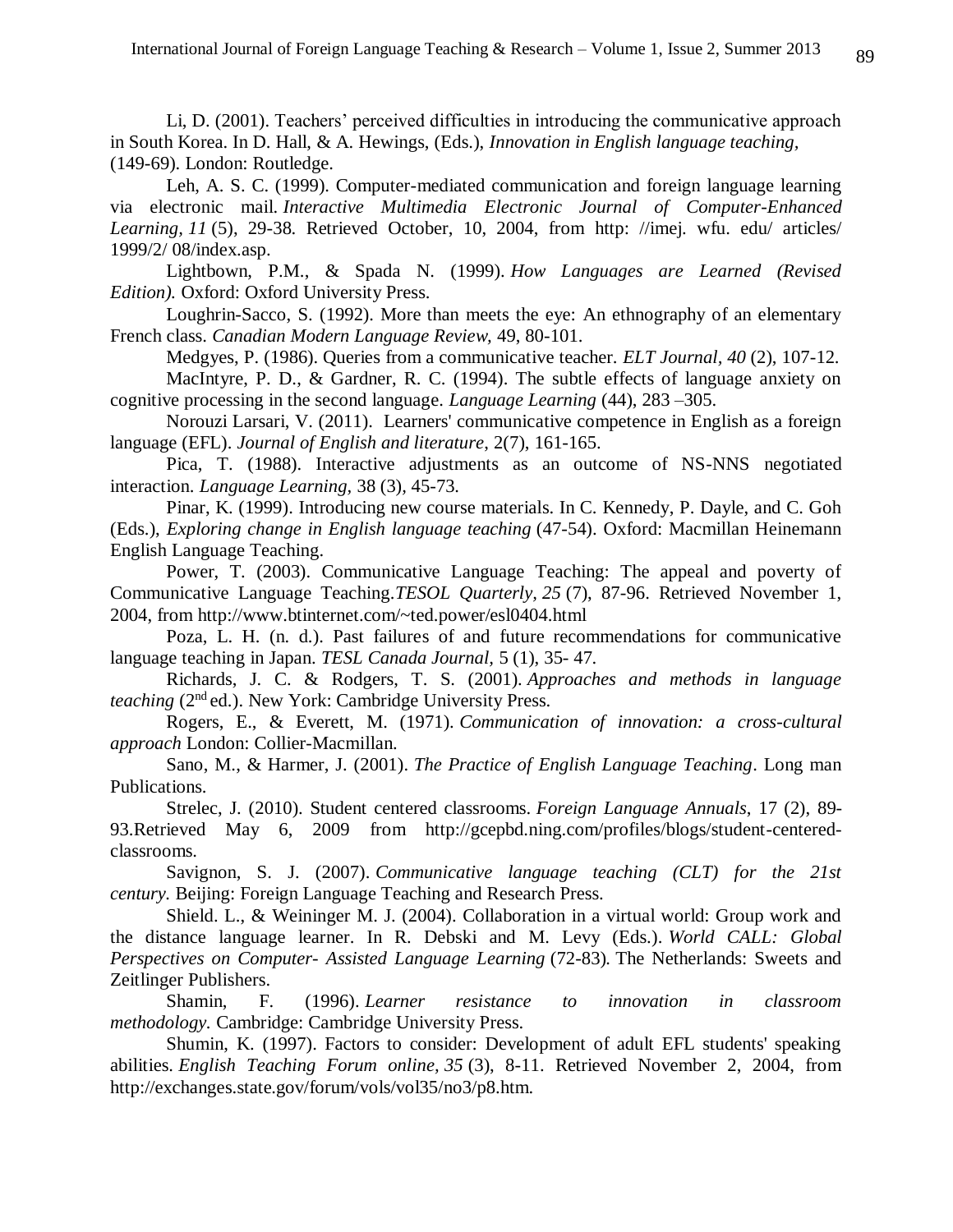Li, D. (2001). Teachers' perceived difficulties in introducing the communicative approach in South Korea. In D. Hall, & A. Hewings, (Eds.), *Innovation in English language teaching*, (149-69). London: Routledge.

Leh, A. S. C. (1999). Computer-mediated communication and foreign language learning via electronic mail. *Interactive Multimedia Electronic Journal of Computer-Enhanced Learning, 11* (5), 29-38. Retrieved October, 10, 2004, from http: //imej. wfu. edu/ articles/ 1999/2/ 08/index.asp.

Lightbown, P.M., & Spada N. (1999). *How Languages are Learned (Revised Edition).* Oxford: Oxford University Press.

Loughrin-Sacco, S. (1992). More than meets the eye: An ethnography of an elementary French class. *Canadian Modern Language Review*, 49, 80-101.

Medgyes, P. (1986). Queries from a communicative teacher. *ELT Journal, 40* (2), 107-12.

MacIntyre, P. D., & Gardner, R. C. (1994). The subtle effects of language anxiety on cognitive processing in the second language. *Language Learning* (44), 283 –305.

Norouzi Larsari, V. (2011). Learners' communicative competence in English as a foreign language (EFL). *Journal of English and literature*, 2(7), 161-165.

Pica, T. (1988). Interactive adjustments as an outcome of NS-NNS negotiated interaction. *Language Learning,* 38 (3), 45-73.

Pinar, K. (1999). Introducing new course materials. In C. Kennedy, P. Dayle, and C. Goh (Eds.), *Exploring change in English language teaching* (47-54). Oxford: Macmillan Heinemann English Language Teaching.

Power, T. (2003). Communicative Language Teaching: The appeal and poverty of Communicative Language Teaching.*TESOL Quarterly, 25* (7), 87-96. Retrieved November 1, 2004, from http://www.btinternet.com/~ted.power/esl0404.html

Poza, L. H. (n. d.). Past failures of and future recommendations for communicative language teaching in Japan. *TESL Canada Journal,* 5 (1), 35- 47.

Richards, J. C. & Rodgers, T. S. (2001). *Approaches and methods in language teaching* (2nd ed.). New York: Cambridge University Press.

Rogers, E., & Everett, M. (1971). *Communication of innovation: a cross-cultural approach* London: Collier-Macmillan.

Sano, M., & Harmer, J. (2001). *The Practice of English Language Teaching*. Long man Publications.

Strelec, J. (2010). Student centered classrooms. *Foreign Language Annuals*, 17 (2), 89-93.Retrieved May 6, 2009 from http://gcepbd.ning.com/profiles/blogs/student-centered-classrooms.

Savignon, S. J. (2007). *Communicative language teaching (CLT) for the 21st century.* Beijing: Foreign Language Teaching and Research Press.

Shield. L., & Weininger M. J. (2004). Collaboration in a virtual world: Group work and the distance language learner. In R. Debski and M. Levy (Eds.). *World CALL: Global Perspectives on Computer- Assisted Language Learning* (72-83). The Netherlands: Sweets and Zeitlinger Publishers.

Shamin, F. (1996). *Learner resistance to innovation in classroom methodology.* Cambridge: Cambridge University Press.

Shumin, K. (1997). Factors to consider: Development of adult EFL students' speaking abilities. *English Teaching Forum online, 35* (3), 8-11. Retrieved November 2, 2004, from http://exchanges.state.gov/forum/vols/vol35/no3/p8.htm.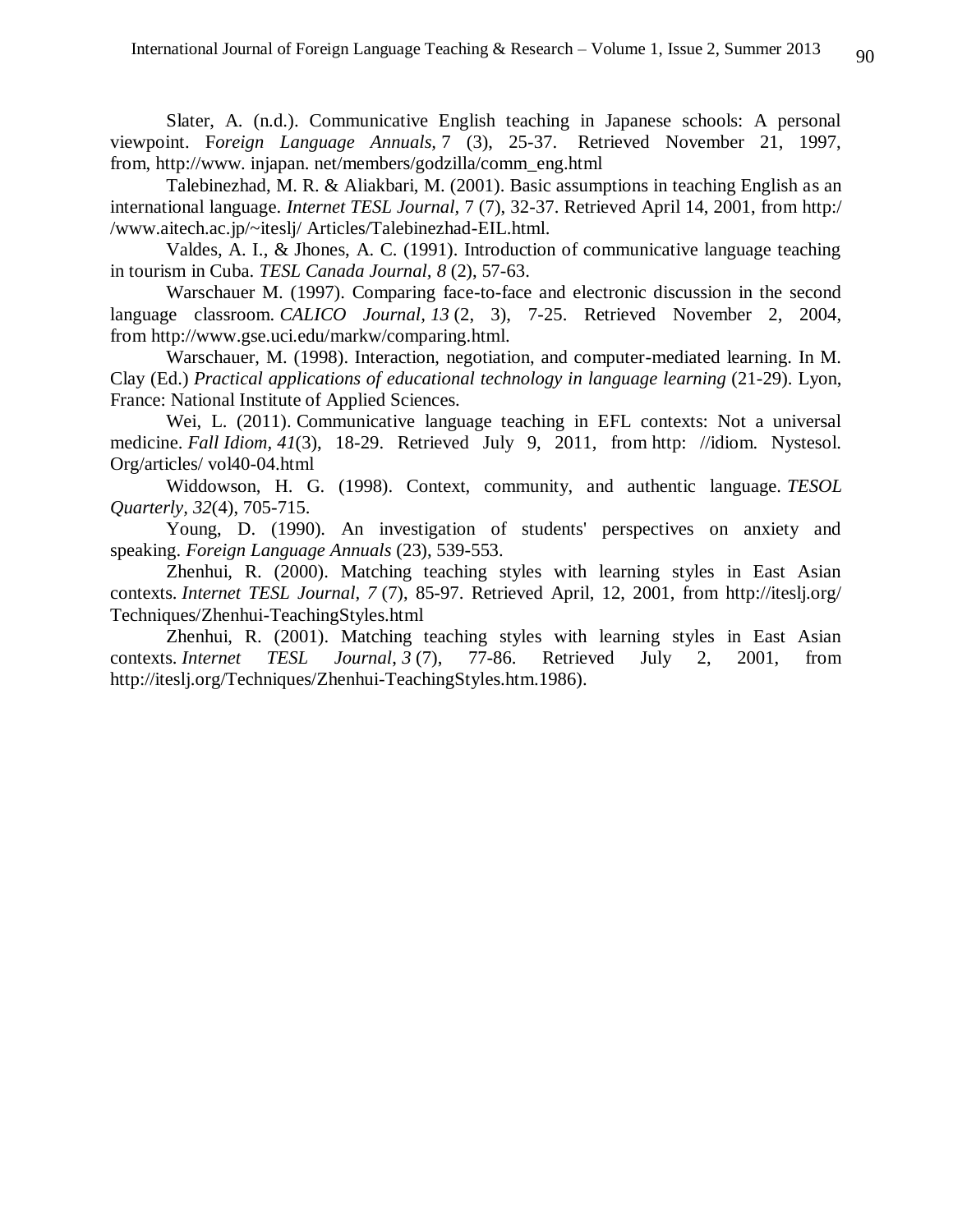Slater, A. (n.d.). Communicative English teaching in Japanese schools: A personal viewpoint. F*oreign Language Annuals*, 7 (3), 25-37. Retrieved November 21, 1997, from, http://www. injapan. net/members/godzilla/comm_eng.html

Talebinezhad, M. R. & Aliakbari, M. (2001). Basic assumptions in teaching English as an international language. *Internet TESL Journal*, 7 (7), 32-37. Retrieved April 14, 2001, from http:/ /www.aitech.ac.jp/~iteslj/ Articles/Talebinezhad-EIL.html.

Valdes, A. I., & Jhones, A. C. (1991). Introduction of communicative language teaching in tourism in Cuba. *TESL Canada Journal*, *8* (2), 57-63.

Warschauer M. (1997). Comparing face-to-face and electronic discussion in the second language classroom. *CALICO Journal*, *13* (2, 3), 7-25. Retrieved November 2, 2004, from http://www.gse.uci.edu/markw/comparing.html.

Warschauer, M. (1998). Interaction, negotiation, and computer-mediated learning. In M. Clay (Ed.) *Practical applications of educational technology in language learning* (21-29). Lyon, France: National Institute of Applied Sciences.

Wei, L. (2011). Communicative language teaching in EFL contexts: Not a universal medicine. *Fall Idiom*, *41*(3), 18-29. Retrieved July 9, 2011, from http: //idiom. Nystesol. Org/articles/ vol40-04.html

Widdowson, H. G. (1998). Context, community, and authentic language. *TESOL Quarterly*, *32*(4), 705-715.

Young, D. (1990). An investigation of students' perspectives on anxiety and speaking. *Foreign Language Annuals* (23), 539-553.

Zhenhui, R. (2000). Matching teaching styles with learning styles in East Asian contexts. *Internet TESL Journal*, *7* (7), 85-97. Retrieved April, 12, 2001, from http://iteslj.org/ Techniques/Zhenhui-TeachingStyles.html

Zhenhui, R. (2001). Matching teaching styles with learning styles in East Asian contexts. *Internet TESL Journal*, *3* (7), 77-86. Retrieved July 2, 2001, from http://iteslj.org/Techniques/Zhenhui-TeachingStyles.htm.1986).